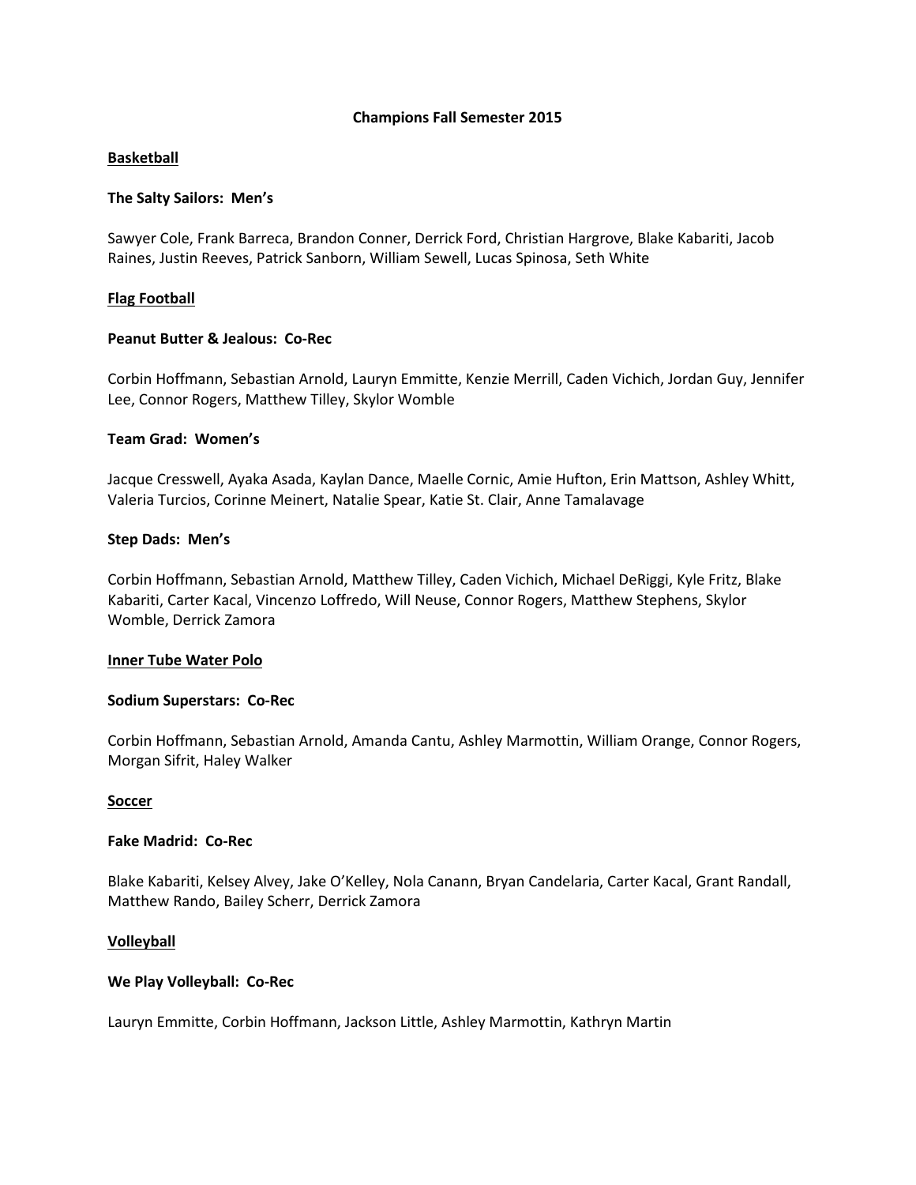# Champions Fall Semester 2015

## Basketball

### The Salty Sailors: Men's

Sawyer Cole, Frank Barreca, Brandon Conner, Derrick Ford, Christian Hargrove, Blake Kabariti, Jacob Raines, Justin Reeves, Patrick Sanborn, William Sewell, Lucas Spinosa, Seth White

## Flag Football

### Peanut Butter & Jealous: Co-Rec

Corbin Hoffmann, Sebastian Arnold, Lauryn Emmitte, Kenzie Merrill, Caden Vichich, Jordan Guy, Jennifer Lee, Connor Rogers, Matthew Tilley, Skylor Womble

### Team Grad: Women's

Jacque Cresswell, Ayaka Asada, Kaylan Dance, Maelle Cornic, Amie Hufton, Erin Mattson, Ashley Whitt, Valeria Turcios, Corinne Meinert, Natalie Spear, Katie St. Clair, Anne Tamalavage

### Step Dads: Men's

Corbin Hoffmann, Sebastian Arnold, Matthew Tilley, Caden Vichich, Michael DeRiggi, Kyle Fritz, Blake Kabariti, Carter Kacal, Vincenzo Loffredo, Will Neuse, Connor Rogers, Matthew Stephens, Skylor Womble, Derrick Zamora

## Inner Tube Water Polo

### Sodium Superstars: Co-Rec

Corbin Hoffmann, Sebastian Arnold, Amanda Cantu, Ashley Marmottin, William Orange, Connor Rogers, Morgan Sifrit, Haley Walker

## Soccer

### Fake Madrid: Co-Rec

Blake Kabariti, Kelsey Alvey, Jake O'Kelley, Nola Canann, Bryan Candelaria, Carter Kacal, Grant Randall, Matthew Rando, Bailey Scherr, Derrick Zamora

## Volleyball

### We Play Volleyball: Co-Rec

Lauryn Emmitte, Corbin Hoffmann, Jackson Little, Ashley Marmottin, Kathryn Martin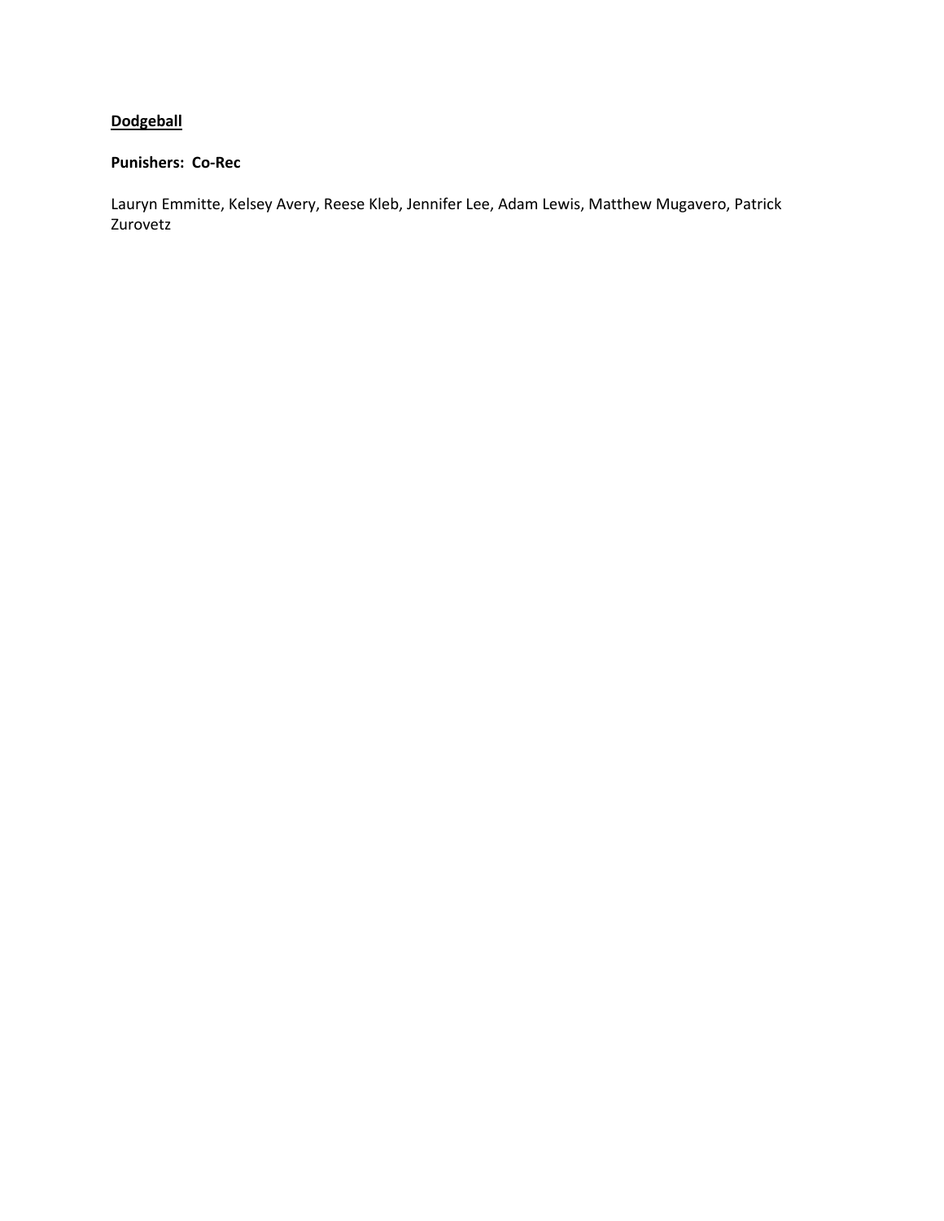**<u>Dodgeball</u>**

**Punishers:  Co-Rec**

Lauryn Emmitte, Kelsey Avery, Reese Kleb, Jennifer Lee, Adam Lewis, Matthew Mugavero, Patrick Zurovetz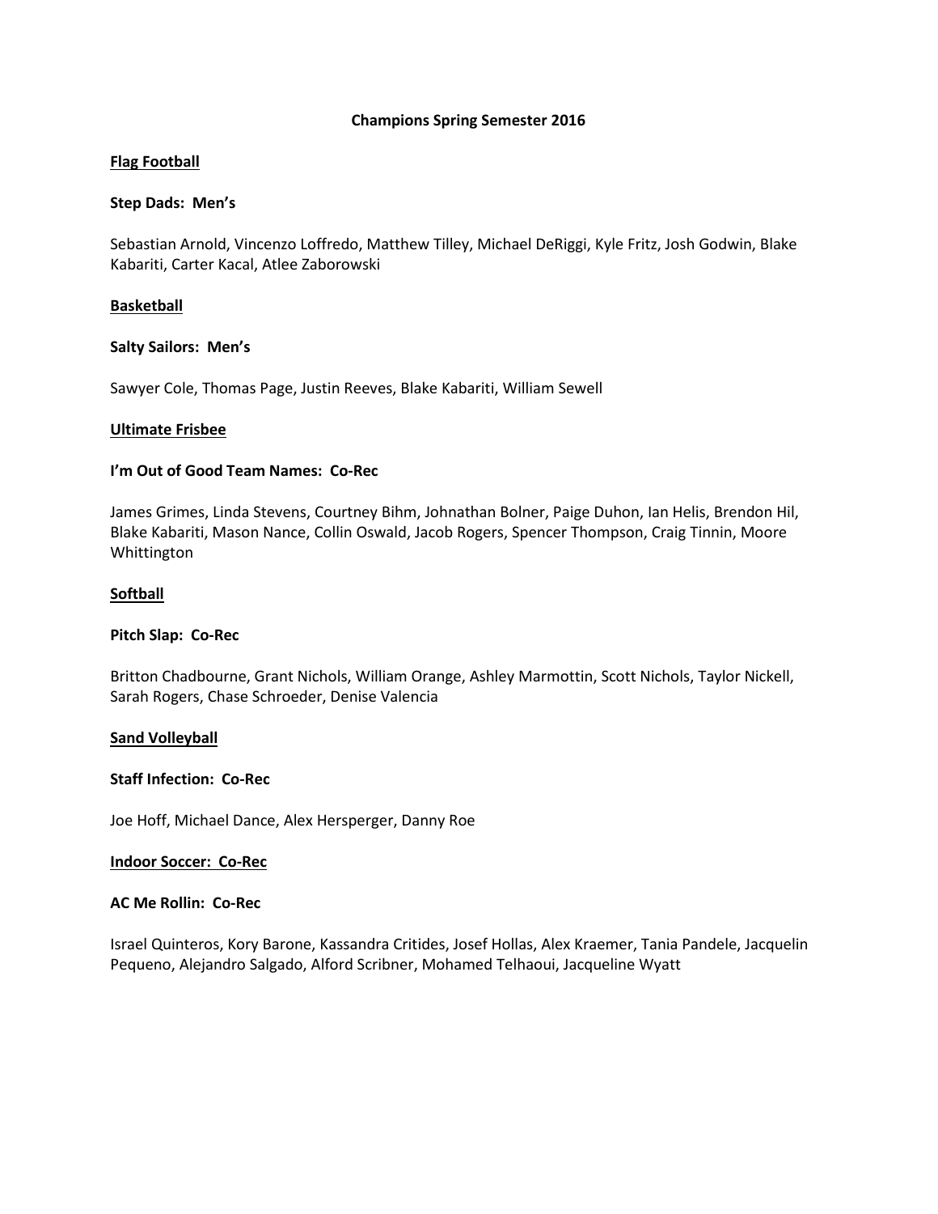**Champions Spring Semester 2016**

**Flag Football**

**Step Dads: Men's**

Sebastian Arnold, Vincenzo Loffredo, Matthew Tilley, Michael DeRiggi, Kyle Fritz, Josh Godwin, Blake Kabariti, Carter Kacal, Atlee Zaborowski

**Basketball**

**Salty Sailors: Men's**

Sawyer Cole, Thomas Page, Justin Reeves, Blake Kabariti, William Sewell

**Ultimate Frisbee**

**I'm Out of Good Team Names: Co-Rec**

James Grimes, Linda Stevens, Courtney Bihm, Johnathan Bolner, Paige Duhon, Ian Helis, Brendon Hil, Blake Kabariti, Mason Nance, Collin Oswald, Jacob Rogers, Spencer Thompson, Craig Tinnin, Moore Whittington

**Softball**

**Pitch Slap: Co-Rec**

Britton Chadbourne, Grant Nichols, William Orange, Ashley Marmottin, Scott Nichols, Taylor Nickell, Sarah Rogers, Chase Schroeder, Denise Valencia

**Sand Volleyball**

**Staff Infection: Co-Rec**

Joe Hoff, Michael Dance, Alex Hersperger, Danny Roe

**Indoor Soccer: Co-Rec**

**AC Me Rollin: Co-Rec**

Israel Quinteros, Kory Barone, Kassandra Critides, Josef Hollas, Alex Kraemer, Tania Pandele, Jacquelin Pequeno, Alejandro Salgado, Alford Scribner, Mohamed Telhaoui, Jacqueline Wyatt